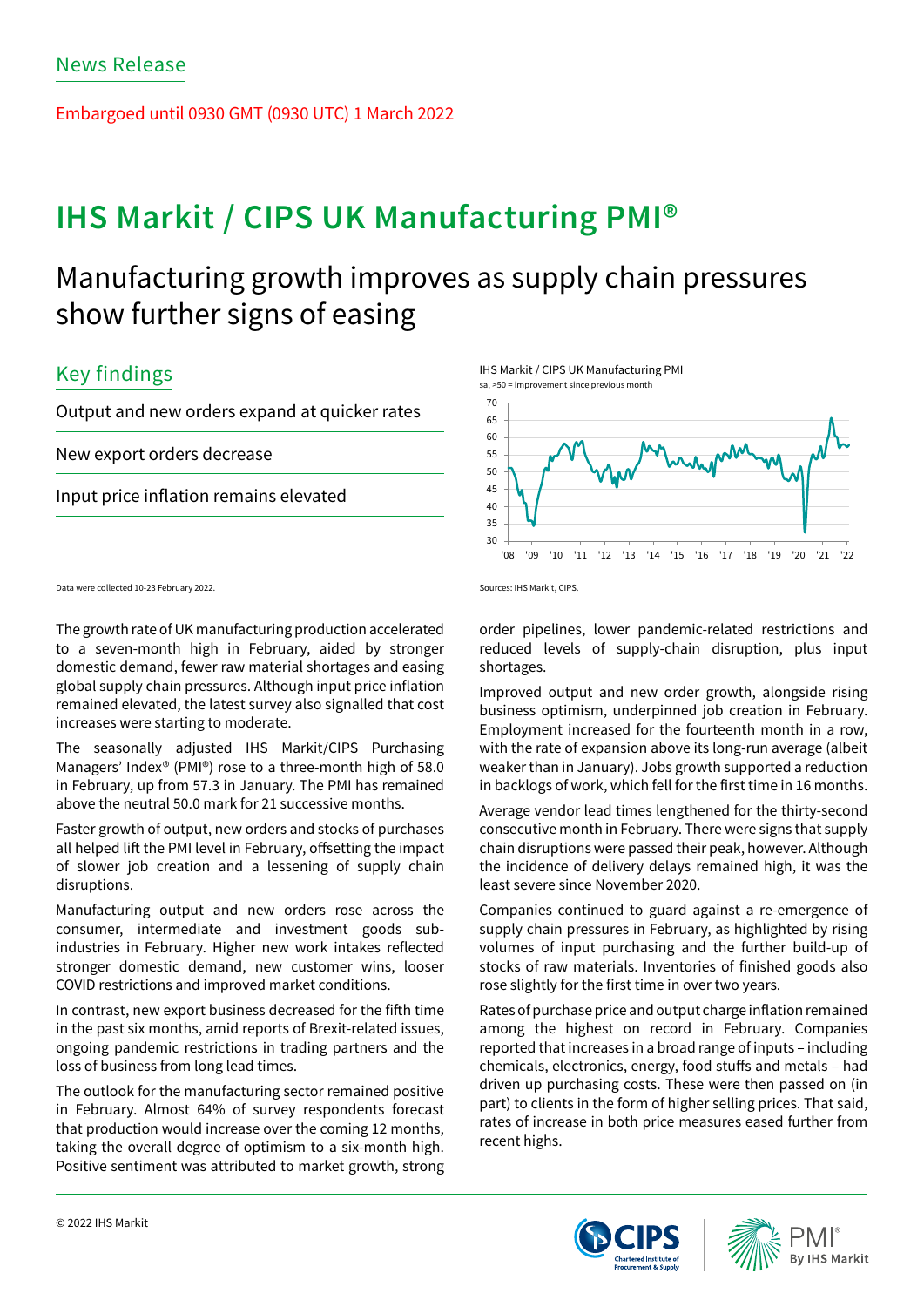News Release

Embargoed until 0930 GMT (0930 UTC) 1 March 2022

# IHS Markit / CIPS UK Manufacturing PMI®

## Manufacturing growth improves as supply chain pressures show further signs of easing

### Key findings

Output and new orders expand at quicker rates

New export orders decrease

Input price inflation remains elevated

IHS Markit / CIPS UK Manufacturing PMI

sa, >50 = improvement since previous month

Sources: IHS Markit, CIPS.

Data were collected 10-23 February 2022.

The growth rate of UK manufacturing production accelerated to a seven-month high in February, aided by stronger domestic demand, fewer raw material shortages and easing global supply chain pressures. Although input price inflation remained elevated, the latest survey also signalled that cost increases were starting to moderate.

The seasonally adjusted IHS Markit/CIPS Purchasing Managers' Index® (PMI®) rose to a three-month high of 58.0 in February, up from 57.3 in January. The PMI has remained above the neutral 50.0 mark for 21 successive months.

Faster growth of output, new orders and stocks of purchases all helped lift the PMI level in February, offsetting the impact of slower job creation and a lessening of supply chain disruptions.

Manufacturing output and new orders rose across the consumer, intermediate and investment goods sub-industries in February. Higher new work intakes reflected stronger domestic demand, new customer wins, looser COVID restrictions and improved market conditions.

In contrast, new export business decreased for the fifth time in the past six months, amid reports of Brexit-related issues, ongoing pandemic restrictions in trading partners and the loss of business from long lead times.

The outlook for the manufacturing sector remained positive in February. Almost 64% of survey respondents forecast that production would increase over the coming 12 months, taking the overall degree of optimism to a six-month high. Positive sentiment was attributed to market growth, strong order pipelines, lower pandemic-related restrictions and reduced levels of supply-chain disruption, plus input shortages.

Improved output and new order growth, alongside rising business optimism, underpinned job creation in February. Employment increased for the fourteenth month in a row, with the rate of expansion above its long-run average (albeit weaker than in January). Jobs growth supported a reduction in backlogs of work, which fell for the first time in 16 months.

Average vendor lead times lengthened for the thirty-second consecutive month in February. There were signs that supply chain disruptions were passed their peak, however. Although the incidence of delivery delays remained high, it was the least severe since November 2020.

Companies continued to guard against a re-emergence of supply chain pressures in February, as highlighted by rising volumes of input purchasing and the further build-up of stocks of raw materials. Inventories of finished goods also rose slightly for the first time in over two years.

Rates of purchase price and output charge inflation remained among the highest on record in February. Companies reported that increases in a broad range of inputs – including chemicals, electronics, energy, food stuffs and metals – had driven up purchasing costs. These were then passed on (in part) to clients in the form of higher selling prices. That said, rates of increase in both price measures eased further from recent highs.

© 2022 IHS Markit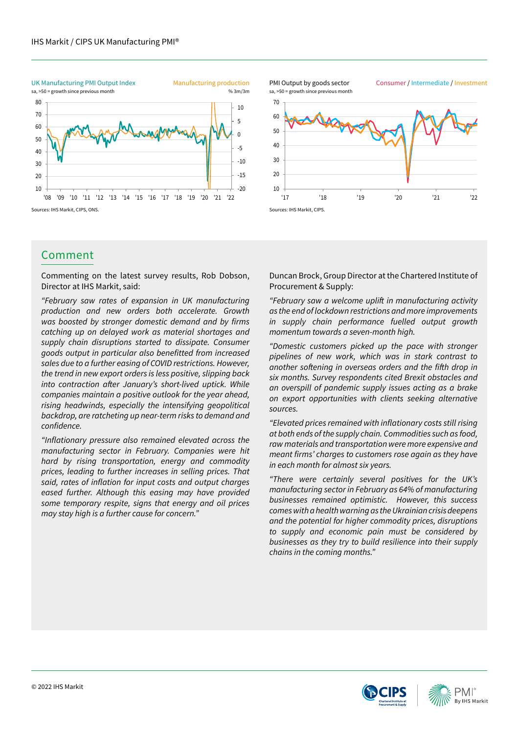UK Manufacturing PMI Output Index / Manufacturing production

sa, >50 = growth since previous month; % 3m/3m

Sources: IHS Markit, CIPS, ONS.

PMI Output by goods sector — Consumer / Intermediate / Investment

sa, >50 = growth since previous month

Sources: IHS Markit, CIPS.

## Comment

Commenting on the latest survey results, Rob Dobson, Director at IHS Markit, said:

*"February saw rates of expansion in UK manufacturing production and new orders both accelerate. Growth was boosted by stronger domestic demand and by firms catching up on delayed work as material shortages and supply chain disruptions started to dissipate. Consumer goods output in particular also benefitted from increased sales due to a further easing of COVID restrictions. However, the trend in new export orders is less positive, slipping back into contraction after January's short-lived uptick. While companies maintain a positive outlook for the year ahead, rising headwinds, especially the intensifying geopolitical backdrop, are ratcheting up near-term risks to demand and confidence.*

*"Inflationary pressure also remained elevated across the manufacturing sector in February. Companies were hit hard by rising transportation, energy and commodity prices, leading to further increases in selling prices. That said, rates of inflation for input costs and output charges eased further. Although this easing may have provided some temporary respite, signs that energy and oil prices may stay high is a further cause for concern."*

Duncan Brock, Group Director at the Chartered Institute of Procurement & Supply:

*"February saw a welcome uplift in manufacturing activity as the end of lockdown restrictions and more improvements in supply chain performance fuelled output growth momentum towards a seven-month high.*

*"Domestic customers picked up the pace with stronger pipelines of new work, which was in stark contrast to another softening in overseas orders and the fifth drop in six months. Survey respondents cited Brexit obstacles and an overspill of pandemic supply issues acting as a brake on export opportunities with clients seeking alternative sources.*

*"Elevated prices remained with inflationary costs still rising at both ends of the supply chain. Commodities such as food, raw materials and transportation were more expensive and meant firms' charges to customers rose again as they have in each month for almost six years.*

*"There were certainly several positives for the UK's manufacturing sector in February as 64% of manufacturing businesses remained optimistic. However, this success comes with a health warning as the Ukrainian crisis deepens and the potential for higher commodity prices, disruptions to supply and economic pain must be considered by businesses as they try to build resilience into their supply chains in the coming months."*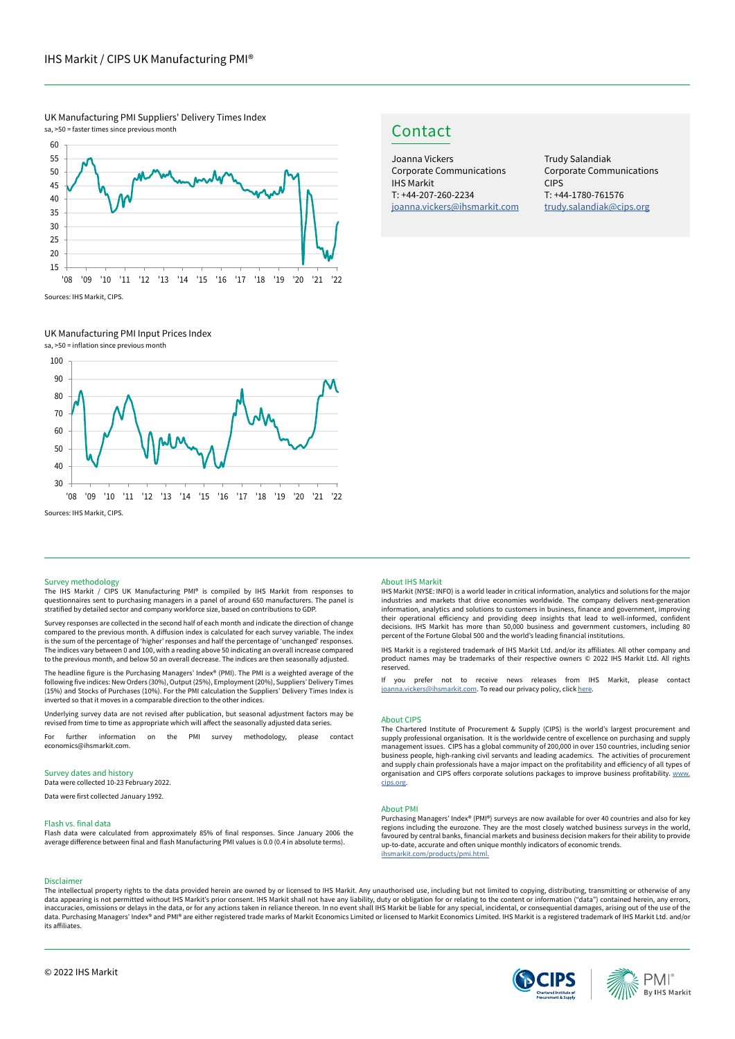## UK Manufacturing PMI Suppliers' Delivery Times Index

sa, >50 = faster times since previous month

60
55
50
45
40
35
30
25
20
15

'08 '09 '10 '11 '12 '13 '14 '15 '16 '17 '18 '19 '20 '21 '22

Sources: IHS Markit, CIPS.

## UK Manufacturing PMI Input Prices Index

sa, >50 = inflation since previous month

100
90
80
70
60
50
40
30

'08 '09 '10 '11 '12 '13 '14 '15 '16 '17 '18 '19 '20 '21 '22

Sources: IHS Markit, CIPS.

## Contact

Joanna Vickers
Corporate Communications
IHS Markit
T: +44-207-260-2234
joanna.vickers@ihsmarkit.com

Trudy Salandiak
Corporate Communications
CIPS
T: +44-1780-761576
trudy.salandiak@cips.org

### Survey methodology

The IHS Markit / CIPS UK Manufacturing PMI® is compiled by IHS Markit from responses to questionnaires sent to purchasing managers in a panel of around 650 manufacturers. The panel is stratified by detailed sector and company workforce size, based on contributions to GDP.

Survey responses are collected in the second half of each month and indicate the direction of change compared to the previous month. A diffusion index is calculated for each survey variable. The index is the sum of the percentage of 'higher' responses and half the percentage of 'unchanged' responses. The indices vary between 0 and 100, with a reading above 50 indicating an overall increase compared to the previous month, and below 50 an overall decrease. The indices are then seasonally adjusted.

The headline figure is the Purchasing Managers' Index® (PMI). The PMI is a weighted average of the following five indices: New Orders (30%), Output (25%), Employment (20%), Suppliers' Delivery Times (15%) and Stocks of Purchases (10%). For the PMI calculation the Suppliers' Delivery Times Index is inverted so that it moves in a comparable direction to the other indices.

Underlying survey data are not revised after publication, but seasonal adjustment factors may be revised from time to time as appropriate which will affect the seasonally adjusted data series.

For further information on the PMI survey methodology, please contact economics@ihsmarkit.com.

### Survey dates and history

Data were collected 10-23 February 2022.

Data were first collected January 1992.

### Flash vs. final data

Flash data were calculated from approximately 85% of final responses. Since January 2006 the average difference between final and flash Manufacturing PMI values is 0.0 (0.4 in absolute terms).

### About IHS Markit

IHS Markit (NYSE: INFO) is a world leader in critical information, analytics and solutions for the major industries and markets that drive economies worldwide. The company delivers next-generation information, analytics and solutions to customers in business, finance and government, improving their operational efficiency and providing deep insights that lead to well-informed, confident decisions. IHS Markit has more than 50,000 business and government customers, including 80 percent of the Fortune Global 500 and the world's leading financial institutions.

IHS Markit is a registered trademark of IHS Markit Ltd. and/or its affiliates. All other company and product names may be trademarks of their respective owners © 2022 IHS Markit Ltd. All rights reserved.

If you prefer not to receive news releases from IHS Markit, please contact joanna.vickers@ihsmarkit.com. To read our privacy policy, click here.

### About CIPS

The Chartered Institute of Procurement & Supply (CIPS) is the world's largest procurement and supply professional organisation. It is the worldwide centre of excellence on purchasing and supply management issues. CIPS has a global community of 200,000 in over 150 countries, including senior business people, high-ranking civil servants and leading academics. The activities of procurement and supply chain professionals have a major impact on the profitability and efficiency of all types of organisation and CIPS offers corporate solutions packages to improve business profitability. www.cips.org.

### About PMI

Purchasing Managers' Index® (PMI®) surveys are now available for over 40 countries and also for key regions including the eurozone. They are the most closely watched business surveys in the world, favoured by central banks, financial markets and business decision makers for their ability to provide up-to-date, accurate and often unique monthly indicators of economic trends.
ihsmarkit.com/products/pmi.html.

### Disclaimer

The intellectual property rights to the data provided herein are owned by or licensed to IHS Markit. Any unauthorised use, including but not limited to copying, distributing, transmitting or otherwise of any data appearing is not permitted without IHS Markit's prior consent. IHS Markit shall not have any liability, duty or obligation for or relating to the content or information ("data") contained herein, any errors, inaccuracies, omissions or delays in the data, or for any actions taken in reliance thereon. In no event shall IHS Markit be liable for any special, incidental, or consequential damages, arising out of the use of the data. Purchasing Managers' Index® and PMI® are either registered trade marks of Markit Economics Limited or licensed to Markit Economics Limited. IHS Markit is a registered trademark of IHS Markit Ltd. and/or its affiliates.

© 2022 IHS Markit